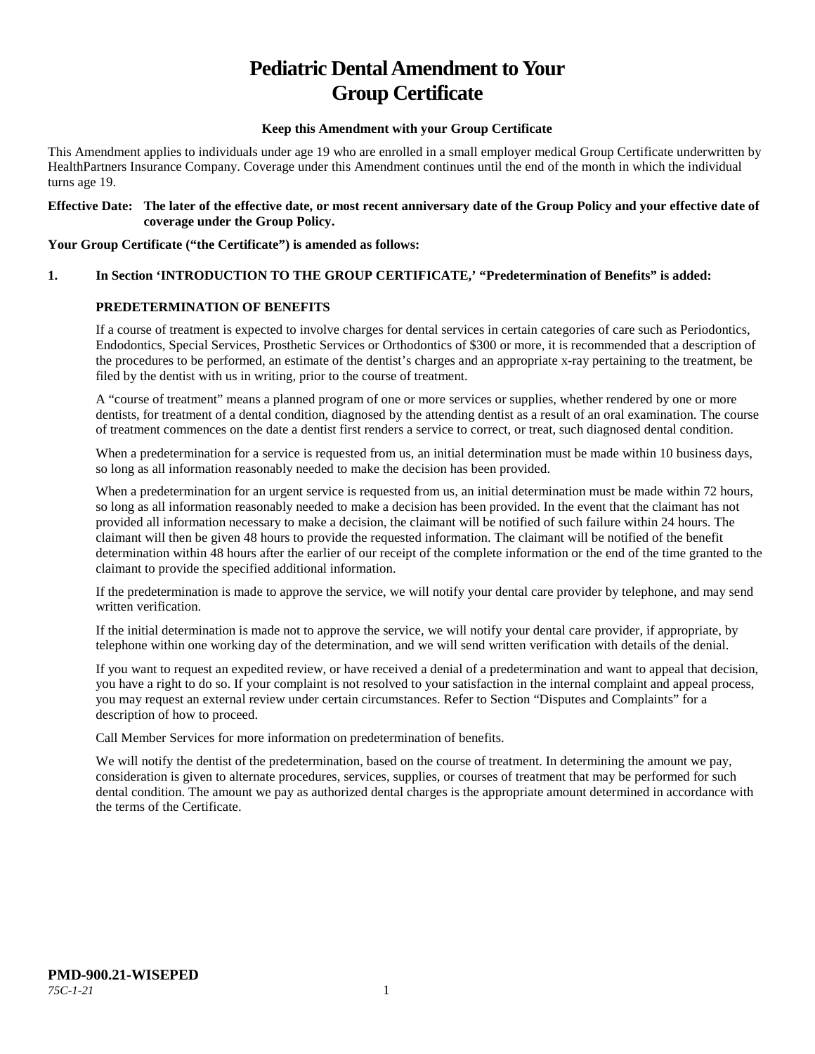# Pediatric Dental Amendment to Your Group Certificate

**Keep this Amendment with your Group Certificate**

This Amendment applies to individuals under age 19 who are enrolled in a small employer medical Group Certificate underwritten by HealthPartners Insurance Company. Coverage under this Amendment continues until the end of the month in which the individual turns age 19.

**Effective Date: The later of the effective date, or most recent anniversary date of the Group Policy and your effective date of coverage under the Group Policy.**

**Your Group Certificate ("the Certificate") is amended as follows:**

**1. In Section 'INTRODUCTION TO THE GROUP CERTIFICATE,' "Predetermination of Benefits" is added:**

**PREDETERMINATION OF BENEFITS**

If a course of treatment is expected to involve charges for dental services in certain categories of care such as Periodontics, Endodontics, Special Services, Prosthetic Services or Orthodontics of $300 or more, it is recommended that a description of the procedures to be performed, an estimate of the dentist's charges and an appropriate x-ray pertaining to the treatment, be filed by the dentist with us in writing, prior to the course of treatment.

A "course of treatment" means a planned program of one or more services or supplies, whether rendered by one or more dentists, for treatment of a dental condition, diagnosed by the attending dentist as a result of an oral examination. The course of treatment commences on the date a dentist first renders a service to correct, or treat, such diagnosed dental condition.

When a predetermination for a service is requested from us, an initial determination must be made within 10 business days, so long as all information reasonably needed to make the decision has been provided.

When a predetermination for an urgent service is requested from us, an initial determination must be made within 72 hours, so long as all information reasonably needed to make a decision has been provided. In the event that the claimant has not provided all information necessary to make a decision, the claimant will be notified of such failure within 24 hours. The claimant will then be given 48 hours to provide the requested information. The claimant will be notified of the benefit determination within 48 hours after the earlier of our receipt of the complete information or the end of the time granted to the claimant to provide the specified additional information.

If the predetermination is made to approve the service, we will notify your dental care provider by telephone, and may send written verification.

If the initial determination is made not to approve the service, we will notify your dental care provider, if appropriate, by telephone within one working day of the determination, and we will send written verification with details of the denial.

If you want to request an expedited review, or have received a denial of a predetermination and want to appeal that decision, you have a right to do so. If your complaint is not resolved to your satisfaction in the internal complaint and appeal process, you may request an external review under certain circumstances. Refer to Section "Disputes and Complaints" for a description of how to proceed.

Call Member Services for more information on predetermination of benefits.

We will notify the dentist of the predetermination, based on the course of treatment. In determining the amount we pay, consideration is given to alternate procedures, services, supplies, or courses of treatment that may be performed for such dental condition. The amount we pay as authorized dental charges is the appropriate amount determined in accordance with the terms of the Certificate.

**PMD-900.21-WISEPED**
*75C-1-21*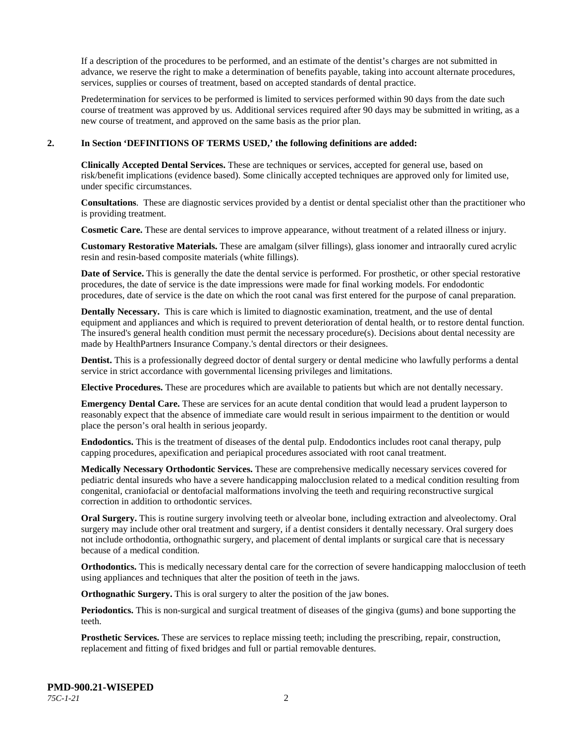If a description of the procedures to be performed, and an estimate of the dentist's charges are not submitted in advance, we reserve the right to make a determination of benefits payable, taking into account alternate procedures, services, supplies or courses of treatment, based on accepted standards of dental practice.

Predetermination for services to be performed is limited to services performed within 90 days from the date such course of treatment was approved by us. Additional services required after 90 days may be submitted in writing, as a new course of treatment, and approved on the same basis as the prior plan.

**2. In Section 'DEFINITIONS OF TERMS USED,' the following definitions are added:**

**Clinically Accepted Dental Services.** These are techniques or services, accepted for general use, based on risk/benefit implications (evidence based). Some clinically accepted techniques are approved only for limited use, under specific circumstances.

**Consultations**. These are diagnostic services provided by a dentist or dental specialist other than the practitioner who is providing treatment.

**Cosmetic Care.** These are dental services to improve appearance, without treatment of a related illness or injury.

**Customary Restorative Materials.** These are amalgam (silver fillings), glass ionomer and intraorally cured acrylic resin and resin-based composite materials (white fillings).

**Date of Service.** This is generally the date the dental service is performed. For prosthetic, or other special restorative procedures, the date of service is the date impressions were made for final working models. For endodontic procedures, date of service is the date on which the root canal was first entered for the purpose of canal preparation.

**Dentally Necessary.** This is care which is limited to diagnostic examination, treatment, and the use of dental equipment and appliances and which is required to prevent deterioration of dental health, or to restore dental function. The insured's general health condition must permit the necessary procedure(s). Decisions about dental necessity are made by HealthPartners Insurance Company.'s dental directors or their designees.

**Dentist.** This is a professionally degreed doctor of dental surgery or dental medicine who lawfully performs a dental service in strict accordance with governmental licensing privileges and limitations.

**Elective Procedures.** These are procedures which are available to patients but which are not dentally necessary.

**Emergency Dental Care.** These are services for an acute dental condition that would lead a prudent layperson to reasonably expect that the absence of immediate care would result in serious impairment to the dentition or would place the person's oral health in serious jeopardy.

**Endodontics.** This is the treatment of diseases of the dental pulp. Endodontics includes root canal therapy, pulp capping procedures, apexification and periapical procedures associated with root canal treatment.

**Medically Necessary Orthodontic Services.** These are comprehensive medically necessary services covered for pediatric dental insureds who have a severe handicapping malocclusion related to a medical condition resulting from congenital, craniofacial or dentofacial malformations involving the teeth and requiring reconstructive surgical correction in addition to orthodontic services.

**Oral Surgery.** This is routine surgery involving teeth or alveolar bone, including extraction and alveolectomy. Oral surgery may include other oral treatment and surgery, if a dentist considers it dentally necessary. Oral surgery does not include orthodontia, orthognathic surgery, and placement of dental implants or surgical care that is necessary because of a medical condition.

**Orthodontics.** This is medically necessary dental care for the correction of severe handicapping malocclusion of teeth using appliances and techniques that alter the position of teeth in the jaws.

**Orthognathic Surgery.** This is oral surgery to alter the position of the jaw bones.

**Periodontics.** This is non-surgical and surgical treatment of diseases of the gingiva (gums) and bone supporting the teeth.

**Prosthetic Services.** These are services to replace missing teeth; including the prescribing, repair, construction, replacement and fitting of fixed bridges and full or partial removable dentures.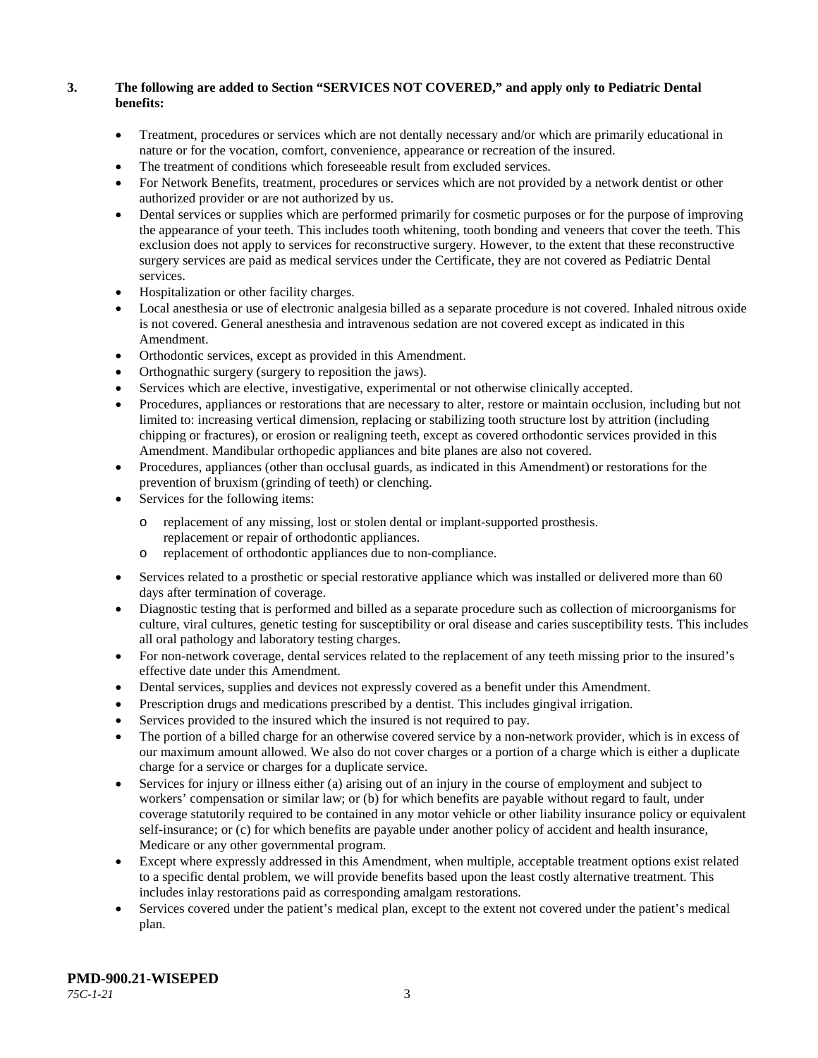**3. The following are added to Section "SERVICES NOT COVERED," and apply only to Pediatric Dental benefits:**

- Treatment, procedures or services which are not dentally necessary and/or which are primarily educational in nature or for the vocation, comfort, convenience, appearance or recreation of the insured.
- The treatment of conditions which foreseeable result from excluded services.
- For Network Benefits, treatment, procedures or services which are not provided by a network dentist or other authorized provider or are not authorized by us.
- Dental services or supplies which are performed primarily for cosmetic purposes or for the purpose of improving the appearance of your teeth. This includes tooth whitening, tooth bonding and veneers that cover the teeth. This exclusion does not apply to services for reconstructive surgery. However, to the extent that these reconstructive surgery services are paid as medical services under the Certificate, they are not covered as Pediatric Dental services.
- Hospitalization or other facility charges.
- Local anesthesia or use of electronic analgesia billed as a separate procedure is not covered. Inhaled nitrous oxide is not covered. General anesthesia and intravenous sedation are not covered except as indicated in this Amendment.
- Orthodontic services, except as provided in this Amendment.
- Orthognathic surgery (surgery to reposition the jaws).
- Services which are elective, investigative, experimental or not otherwise clinically accepted.
- Procedures, appliances or restorations that are necessary to alter, restore or maintain occlusion, including but not limited to: increasing vertical dimension, replacing or stabilizing tooth structure lost by attrition (including chipping or fractures), or erosion or realigning teeth, except as covered orthodontic services provided in this Amendment. Mandibular orthopedic appliances and bite planes are also not covered.
- Procedures, appliances (other than occlusal guards, as indicated in this Amendment) or restorations for the prevention of bruxism (grinding of teeth) or clenching.
- Services for the following items:
  - replacement of any missing, lost or stolen dental or implant-supported prosthesis. replacement or repair of orthodontic appliances.
  - replacement of orthodontic appliances due to non-compliance.
- Services related to a prosthetic or special restorative appliance which was installed or delivered more than 60 days after termination of coverage.
- Diagnostic testing that is performed and billed as a separate procedure such as collection of microorganisms for culture, viral cultures, genetic testing for susceptibility or oral disease and caries susceptibility tests. This includes all oral pathology and laboratory testing charges.
- For non-network coverage, dental services related to the replacement of any teeth missing prior to the insured's effective date under this Amendment.
- Dental services, supplies and devices not expressly covered as a benefit under this Amendment.
- Prescription drugs and medications prescribed by a dentist. This includes gingival irrigation.
- Services provided to the insured which the insured is not required to pay.
- The portion of a billed charge for an otherwise covered service by a non-network provider, which is in excess of our maximum amount allowed. We also do not cover charges or a portion of a charge which is either a duplicate charge for a service or charges for a duplicate service.
- Services for injury or illness either (a) arising out of an injury in the course of employment and subject to workers' compensation or similar law; or (b) for which benefits are payable without regard to fault, under coverage statutorily required to be contained in any motor vehicle or other liability insurance policy or equivalent self-insurance; or (c) for which benefits are payable under another policy of accident and health insurance, Medicare or any other governmental program.
- Except where expressly addressed in this Amendment, when multiple, acceptable treatment options exist related to a specific dental problem, we will provide benefits based upon the least costly alternative treatment. This includes inlay restorations paid as corresponding amalgam restorations.
- Services covered under the patient's medical plan, except to the extent not covered under the patient's medical plan.

**PMD-900.21-WISEPED**
*75C-1-21*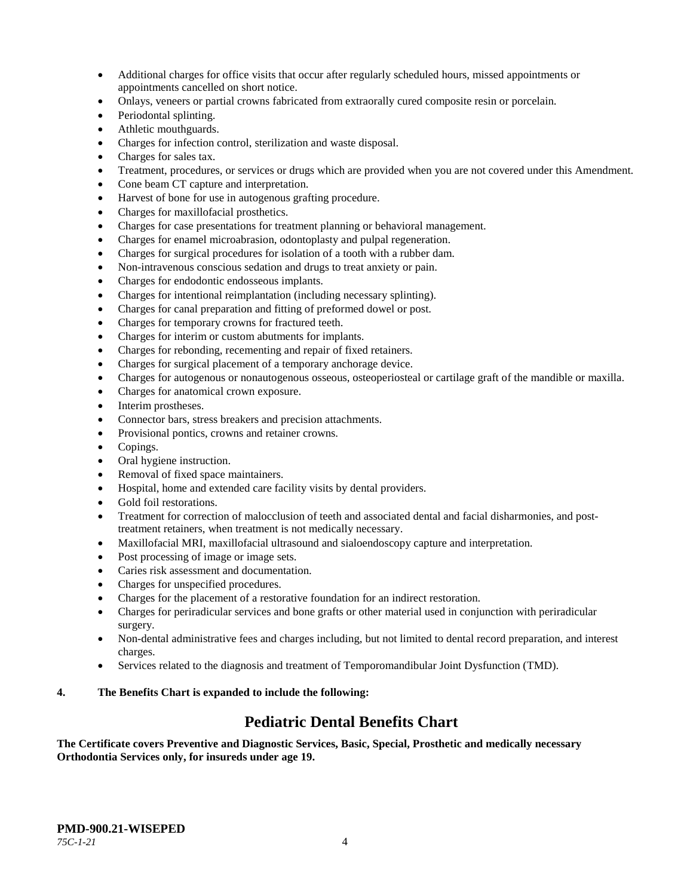- Additional charges for office visits that occur after regularly scheduled hours, missed appointments or appointments cancelled on short notice.
- Onlays, veneers or partial crowns fabricated from extraorally cured composite resin or porcelain.
- Periodontal splinting.
- Athletic mouthguards.
- Charges for infection control, sterilization and waste disposal.
- Charges for sales tax.
- Treatment, procedures, or services or drugs which are provided when you are not covered under this Amendment.
- Cone beam CT capture and interpretation.
- Harvest of bone for use in autogenous grafting procedure.
- Charges for maxillofacial prosthetics.
- Charges for case presentations for treatment planning or behavioral management.
- Charges for enamel microabrasion, odontoplasty and pulpal regeneration.
- Charges for surgical procedures for isolation of a tooth with a rubber dam.
- Non-intravenous conscious sedation and drugs to treat anxiety or pain.
- Charges for endodontic endosseous implants.
- Charges for intentional reimplantation (including necessary splinting).
- Charges for canal preparation and fitting of preformed dowel or post.
- Charges for temporary crowns for fractured teeth.
- Charges for interim or custom abutments for implants.
- Charges for rebonding, recementing and repair of fixed retainers.
- Charges for surgical placement of a temporary anchorage device.
- Charges for autogenous or nonautogenous osseous, osteoperiosteal or cartilage graft of the mandible or maxilla.
- Charges for anatomical crown exposure.
- Interim prostheses.
- Connector bars, stress breakers and precision attachments.
- Provisional pontics, crowns and retainer crowns.
- Copings.
- Oral hygiene instruction.
- Removal of fixed space maintainers.
- Hospital, home and extended care facility visits by dental providers.
- Gold foil restorations.
- Treatment for correction of malocclusion of teeth and associated dental and facial disharmonies, and post-treatment retainers, when treatment is not medically necessary.
- Maxillofacial MRI, maxillofacial ultrasound and sialoendoscopy capture and interpretation.
- Post processing of image or image sets.
- Caries risk assessment and documentation.
- Charges for unspecified procedures.
- Charges for the placement of a restorative foundation for an indirect restoration.
- Charges for periradicular services and bone grafts or other material used in conjunction with periradicular surgery.
- Non-dental administrative fees and charges including, but not limited to dental record preparation, and interest charges.
- Services related to the diagnosis and treatment of Temporomandibular Joint Dysfunction (TMD).

**4. The Benefits Chart is expanded to include the following:**

## Pediatric Dental Benefits Chart

**The Certificate covers Preventive and Diagnostic Services, Basic, Special, Prosthetic and medically necessary Orthodontia Services only, for insureds under age 19.**

**PMD-900.21-WISEPED**
*75C-1-21*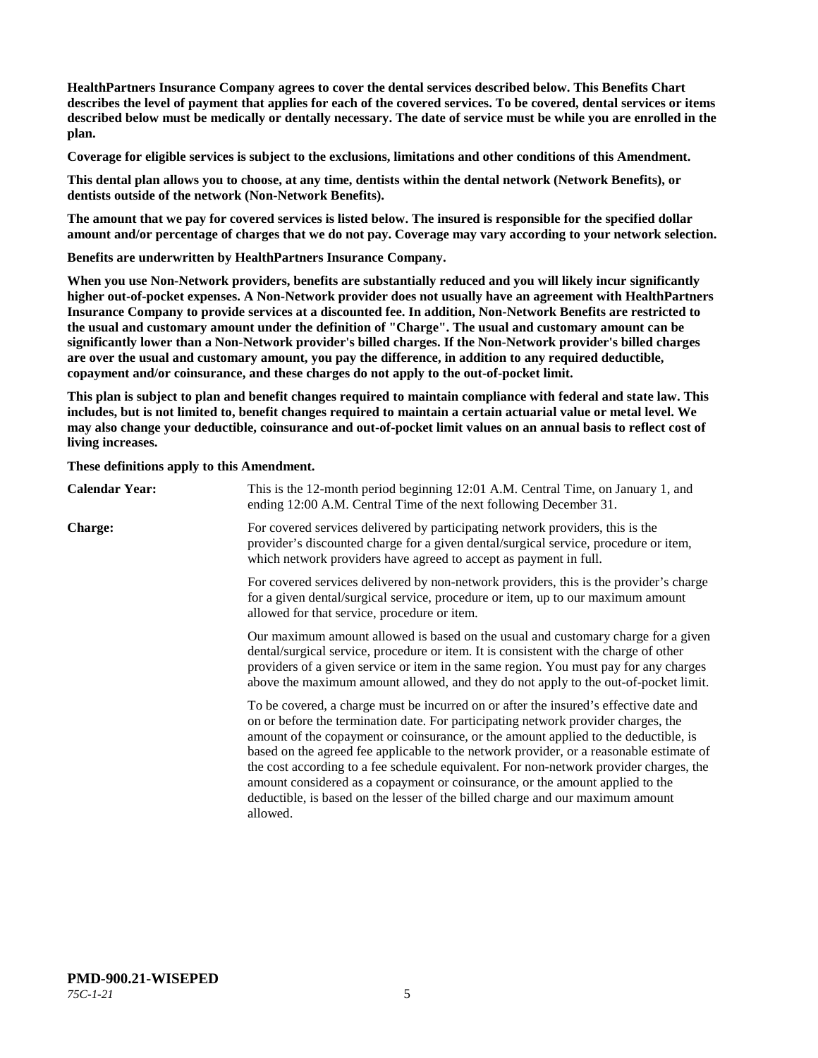**HealthPartners Insurance Company agrees to cover the dental services described below. This Benefits Chart describes the level of payment that applies for each of the covered services. To be covered, dental services or items described below must be medically or dentally necessary. The date of service must be while you are enrolled in the plan.**

**Coverage for eligible services is subject to the exclusions, limitations and other conditions of this Amendment.**

**This dental plan allows you to choose, at any time, dentists within the dental network (Network Benefits), or dentists outside of the network (Non-Network Benefits).**

**The amount that we pay for covered services is listed below. The insured is responsible for the specified dollar amount and/or percentage of charges that we do not pay. Coverage may vary according to your network selection.**

**Benefits are underwritten by HealthPartners Insurance Company.**

**When you use Non-Network providers, benefits are substantially reduced and you will likely incur significantly higher out-of-pocket expenses. A Non-Network provider does not usually have an agreement with HealthPartners Insurance Company to provide services at a discounted fee. In addition, Non-Network Benefits are restricted to the usual and customary amount under the definition of "Charge". The usual and customary amount can be significantly lower than a Non-Network provider's billed charges. If the Non-Network provider's billed charges are over the usual and customary amount, you pay the difference, in addition to any required deductible, copayment and/or coinsurance, and these charges do not apply to the out-of-pocket limit.**

**This plan is subject to plan and benefit changes required to maintain compliance with federal and state law. This includes, but is not limited to, benefit changes required to maintain a certain actuarial value or metal level. We may also change your deductible, coinsurance and out-of-pocket limit values on an annual basis to reflect cost of living increases.**

**These definitions apply to this Amendment.**

**Calendar Year:** This is the 12-month period beginning 12:01 A.M. Central Time, on January 1, and ending 12:00 A.M. Central Time of the next following December 31.

**Charge:** For covered services delivered by participating network providers, this is the provider's discounted charge for a given dental/surgical service, procedure or item, which network providers have agreed to accept as payment in full.

For covered services delivered by non-network providers, this is the provider's charge for a given dental/surgical service, procedure or item, up to our maximum amount allowed for that service, procedure or item.

Our maximum amount allowed is based on the usual and customary charge for a given dental/surgical service, procedure or item. It is consistent with the charge of other providers of a given service or item in the same region. You must pay for any charges above the maximum amount allowed, and they do not apply to the out-of-pocket limit.

To be covered, a charge must be incurred on or after the insured's effective date and on or before the termination date. For participating network provider charges, the amount of the copayment or coinsurance, or the amount applied to the deductible, is based on the agreed fee applicable to the network provider, or a reasonable estimate of the cost according to a fee schedule equivalent. For non-network provider charges, the amount considered as a copayment or coinsurance, or the amount applied to the deductible, is based on the lesser of the billed charge and our maximum amount allowed.

**PMD-900.21-WISEPED**
*75C-1-21*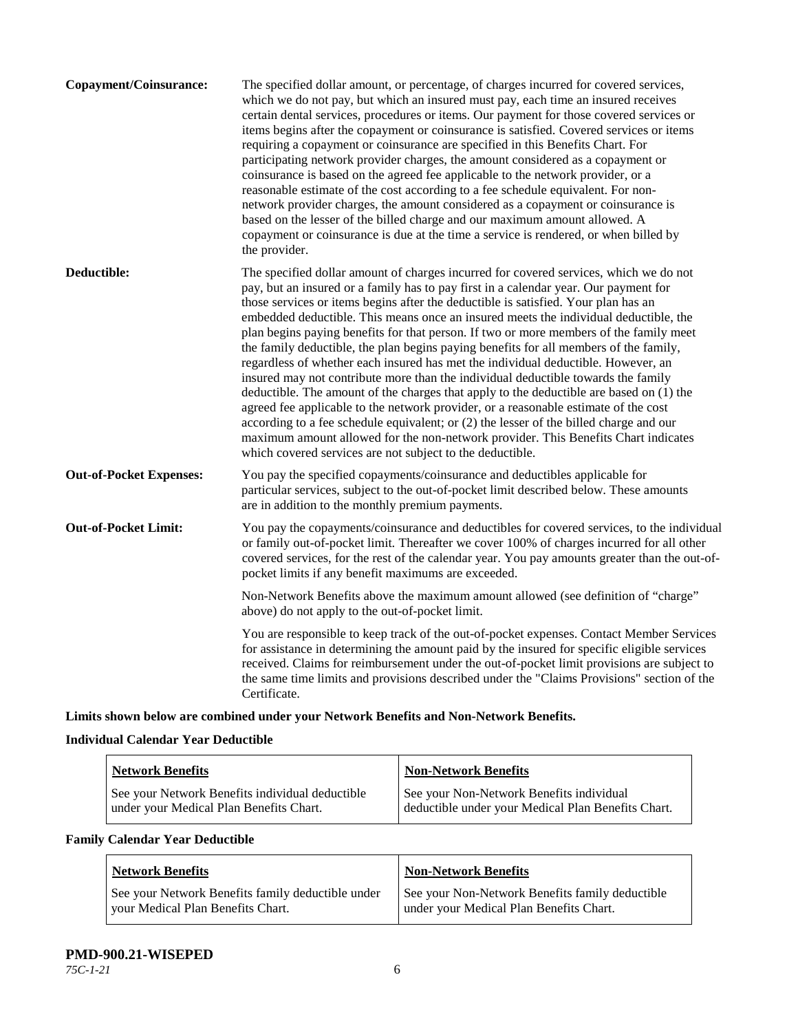**Copayment/Coinsurance:** The specified dollar amount, or percentage, of charges incurred for covered services, which we do not pay, but which an insured must pay, each time an insured receives certain dental services, procedures or items. Our payment for those covered services or items begins after the copayment or coinsurance is satisfied. Covered services or items requiring a copayment or coinsurance are specified in this Benefits Chart. For participating network provider charges, the amount considered as a copayment or coinsurance is based on the agreed fee applicable to the network provider, or a reasonable estimate of the cost according to a fee schedule equivalent. For non-network provider charges, the amount considered as a copayment or coinsurance is based on the lesser of the billed charge and our maximum amount allowed. A copayment or coinsurance is due at the time a service is rendered, or when billed by the provider.

**Deductible:** The specified dollar amount of charges incurred for covered services, which we do not pay, but an insured or a family has to pay first in a calendar year. Our payment for those services or items begins after the deductible is satisfied. Your plan has an embedded deductible. This means once an insured meets the individual deductible, the plan begins paying benefits for that person. If two or more members of the family meet the family deductible, the plan begins paying benefits for all members of the family, regardless of whether each insured has met the individual deductible. However, an insured may not contribute more than the individual deductible towards the family deductible. The amount of the charges that apply to the deductible are based on (1) the agreed fee applicable to the network provider, or a reasonable estimate of the cost according to a fee schedule equivalent; or (2) the lesser of the billed charge and our maximum amount allowed for the non-network provider. This Benefits Chart indicates which covered services are not subject to the deductible.

**Out-of-Pocket Expenses:** You pay the specified copayments/coinsurance and deductibles applicable for particular services, subject to the out-of-pocket limit described below. These amounts are in addition to the monthly premium payments.

**Out-of-Pocket Limit:** You pay the copayments/coinsurance and deductibles for covered services, to the individual or family out-of-pocket limit. Thereafter we cover 100% of charges incurred for all other covered services, for the rest of the calendar year. You pay amounts greater than the out-of-pocket limits if any benefit maximums are exceeded.

Non-Network Benefits above the maximum amount allowed (see definition of "charge" above) do not apply to the out-of-pocket limit.

You are responsible to keep track of the out-of-pocket expenses. Contact Member Services for assistance in determining the amount paid by the insured for specific eligible services received. Claims for reimbursement under the out-of-pocket limit provisions are subject to the same time limits and provisions described under the "Claims Provisions" section of the Certificate.

**Limits shown below are combined under your Network Benefits and Non-Network Benefits.**

**Individual Calendar Year Deductible**

| Network Benefits | Non-Network Benefits |
|---|---|
| See your Network Benefits individual deductible under your Medical Plan Benefits Chart. | See your Non-Network Benefits individual deductible under your Medical Plan Benefits Chart. |

**Family Calendar Year Deductible**

| Network Benefits | Non-Network Benefits |
|---|---|
| See your Network Benefits family deductible under your Medical Plan Benefits Chart. | See your Non-Network Benefits family deductible under your Medical Plan Benefits Chart. |

**PMD-900.21-WISEPED**
*75C-1-21*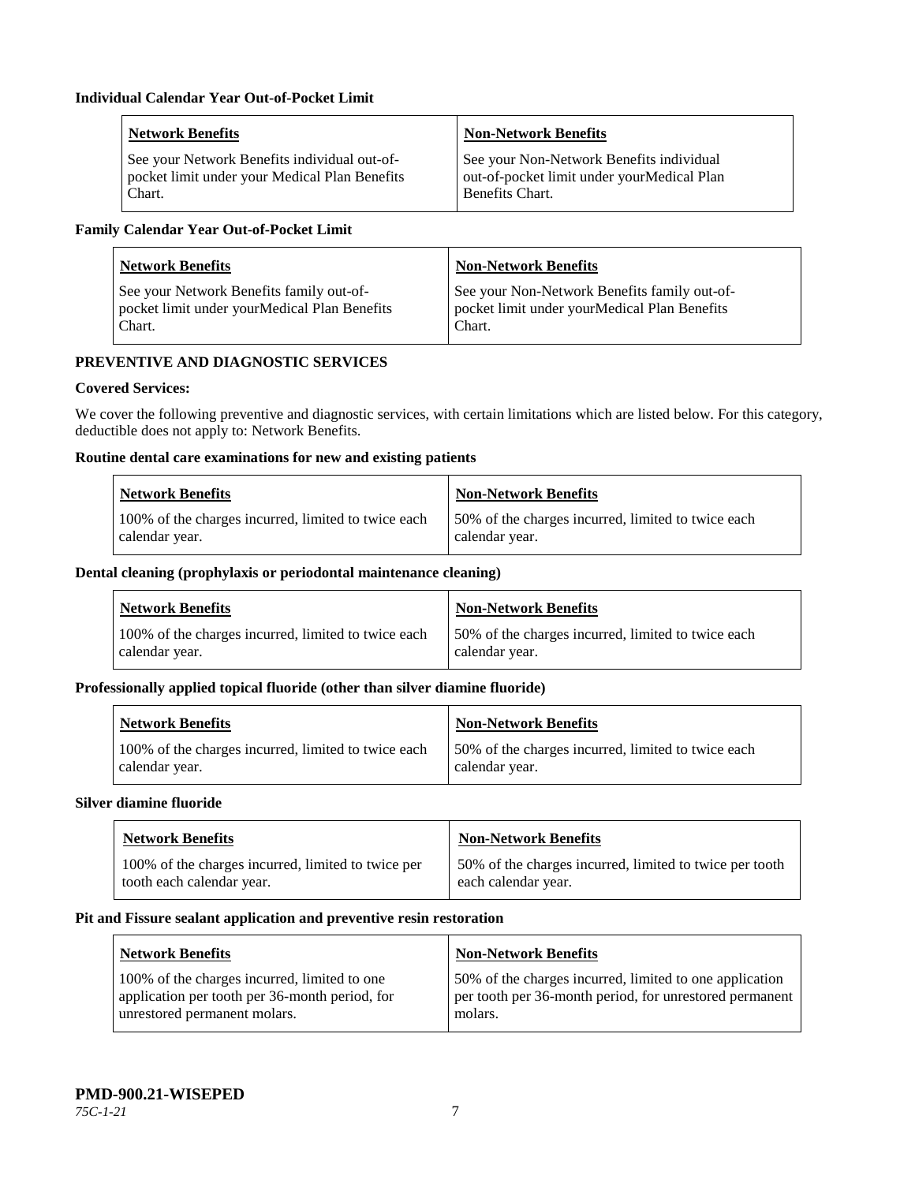**Individual Calendar Year Out-of-Pocket Limit**

| Network Benefits | Non-Network Benefits |
|---|---|
| See your Network Benefits individual out-of-pocket limit under your Medical Plan Benefits Chart. | See your Non-Network Benefits individual out-of-pocket limit under yourMedical Plan Benefits Chart. |

**Family Calendar Year Out-of-Pocket Limit**

| Network Benefits | Non-Network Benefits |
|---|---|
| See your Network Benefits family out-of-pocket limit under yourMedical Plan Benefits Chart. | See your Non-Network Benefits family out-of-pocket limit under yourMedical Plan Benefits Chart. |

**PREVENTIVE AND DIAGNOSTIC SERVICES**

**Covered Services:**

We cover the following preventive and diagnostic services, with certain limitations which are listed below. For this category, deductible does not apply to: Network Benefits.

**Routine dental care examinations for new and existing patients**

| Network Benefits | Non-Network Benefits |
|---|---|
| 100% of the charges incurred, limited to twice each calendar year. | 50% of the charges incurred, limited to twice each calendar year. |

**Dental cleaning (prophylaxis or periodontal maintenance cleaning)**

| Network Benefits | Non-Network Benefits |
|---|---|
| 100% of the charges incurred, limited to twice each calendar year. | 50% of the charges incurred, limited to twice each calendar year. |

**Professionally applied topical fluoride (other than silver diamine fluoride)**

| Network Benefits | Non-Network Benefits |
|---|---|
| 100% of the charges incurred, limited to twice each calendar year. | 50% of the charges incurred, limited to twice each calendar year. |

**Silver diamine fluoride**

| Network Benefits | Non-Network Benefits |
|---|---|
| 100% of the charges incurred, limited to twice per tooth each calendar year. | 50% of the charges incurred, limited to twice per tooth each calendar year. |

**Pit and Fissure sealant application and preventive resin restoration**

| Network Benefits | Non-Network Benefits |
|---|---|
| 100% of the charges incurred, limited to one application per tooth per 36-month period, for unrestored permanent molars. | 50% of the charges incurred, limited to one application per tooth per 36-month period, for unrestored permanent molars. |

**PMD-900.21-WISEPED**

*75C-1-21*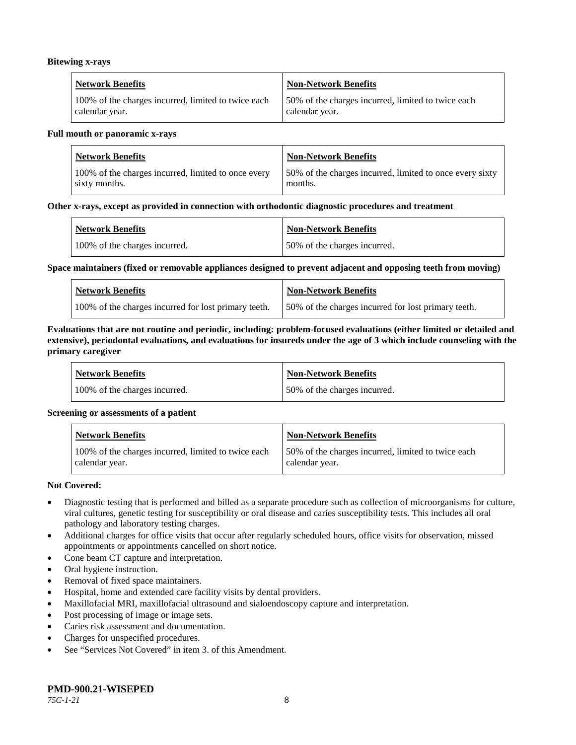**Bitewing x-rays**

| Network Benefits | Non-Network Benefits |
|---|---|
| 100% of the charges incurred, limited to twice each calendar year. | 50% of the charges incurred, limited to twice each calendar year. |

**Full mouth or panoramic x-rays**

| Network Benefits | Non-Network Benefits |
|---|---|
| 100% of the charges incurred, limited to once every sixty months. | 50% of the charges incurred, limited to once every sixty months. |

**Other x-rays, except as provided in connection with orthodontic diagnostic procedures and treatment**

| Network Benefits | Non-Network Benefits |
|---|---|
| 100% of the charges incurred. | 50% of the charges incurred. |

**Space maintainers (fixed or removable appliances designed to prevent adjacent and opposing teeth from moving)**

| Network Benefits | Non-Network Benefits |
|---|---|
| 100% of the charges incurred for lost primary teeth. | 50% of the charges incurred for lost primary teeth. |

**Evaluations that are not routine and periodic, including: problem-focused evaluations (either limited or detailed and extensive), periodontal evaluations, and evaluations for insureds under the age of 3 which include counseling with the primary caregiver**

| Network Benefits | Non-Network Benefits |
|---|---|
| 100% of the charges incurred. | 50% of the charges incurred. |

**Screening or assessments of a patient**

| Network Benefits | Non-Network Benefits |
|---|---|
| 100% of the charges incurred, limited to twice each calendar year. | 50% of the charges incurred, limited to twice each calendar year. |

**Not Covered:**

- Diagnostic testing that is performed and billed as a separate procedure such as collection of microorganisms for culture, viral cultures, genetic testing for susceptibility or oral disease and caries susceptibility tests. This includes all oral pathology and laboratory testing charges.
- Additional charges for office visits that occur after regularly scheduled hours, office visits for observation, missed appointments or appointments cancelled on short notice.
- Cone beam CT capture and interpretation.
- Oral hygiene instruction.
- Removal of fixed space maintainers.
- Hospital, home and extended care facility visits by dental providers.
- Maxillofacial MRI, maxillofacial ultrasound and sialoendoscopy capture and interpretation.
- Post processing of image or image sets.
- Caries risk assessment and documentation.
- Charges for unspecified procedures.
- See "Services Not Covered" in item 3. of this Amendment.

**PMD-900.21-WISEPED**
*75C-1-21*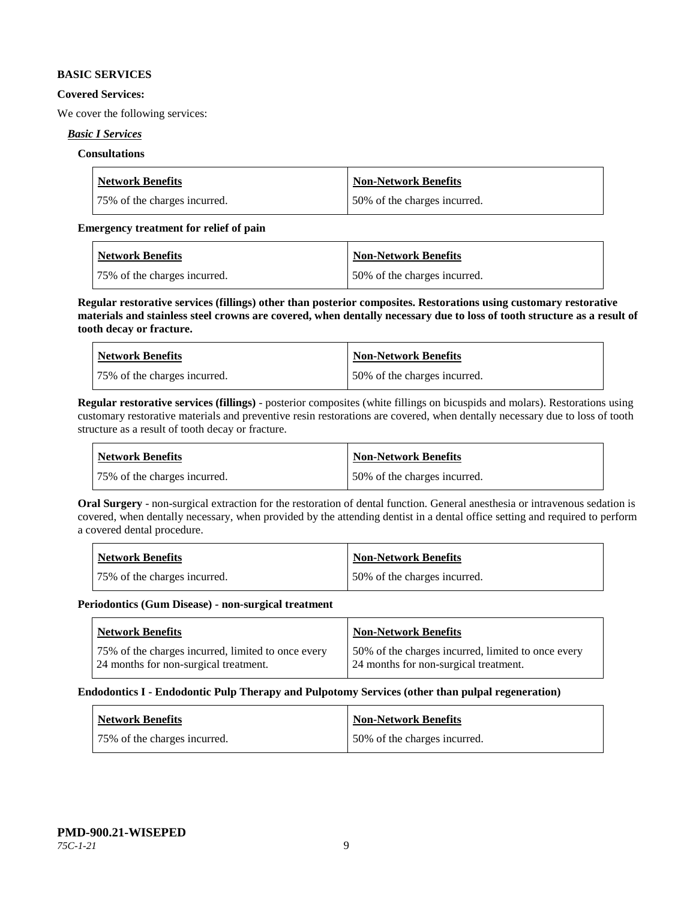**BASIC SERVICES**

**Covered Services:**

We cover the following services:

***Basic I Services***

**Consultations**

| Network Benefits | Non-Network Benefits |
| --- | --- |
| 75% of the charges incurred. | 50% of the charges incurred. |

**Emergency treatment for relief of pain**

| Network Benefits | Non-Network Benefits |
| --- | --- |
| 75% of the charges incurred. | 50% of the charges incurred. |

**Regular restorative services (fillings) other than posterior composites. Restorations using customary restorative materials and stainless steel crowns are covered, when dentally necessary due to loss of tooth structure as a result of tooth decay or fracture.**

| Network Benefits | Non-Network Benefits |
| --- | --- |
| 75% of the charges incurred. | 50% of the charges incurred. |

**Regular restorative services (fillings)** - posterior composites (white fillings on bicuspids and molars). Restorations using customary restorative materials and preventive resin restorations are covered, when dentally necessary due to loss of tooth structure as a result of tooth decay or fracture.

| Network Benefits | Non-Network Benefits |
| --- | --- |
| 75% of the charges incurred. | 50% of the charges incurred. |

**Oral Surgery** - non-surgical extraction for the restoration of dental function. General anesthesia or intravenous sedation is covered, when dentally necessary, when provided by the attending dentist in a dental office setting and required to perform a covered dental procedure.

| Network Benefits | Non-Network Benefits |
| --- | --- |
| 75% of the charges incurred. | 50% of the charges incurred. |

**Periodontics (Gum Disease) - non-surgical treatment**

| Network Benefits | Non-Network Benefits |
| --- | --- |
| 75% of the charges incurred, limited to once every 24 months for non-surgical treatment. | 50% of the charges incurred, limited to once every 24 months for non-surgical treatment. |

**Endodontics I - Endodontic Pulp Therapy and Pulpotomy Services (other than pulpal regeneration)**

| Network Benefits | Non-Network Benefits |
| --- | --- |
| 75% of the charges incurred. | 50% of the charges incurred. |

**PMD-900.21-WISEPED**
*75C-1-21*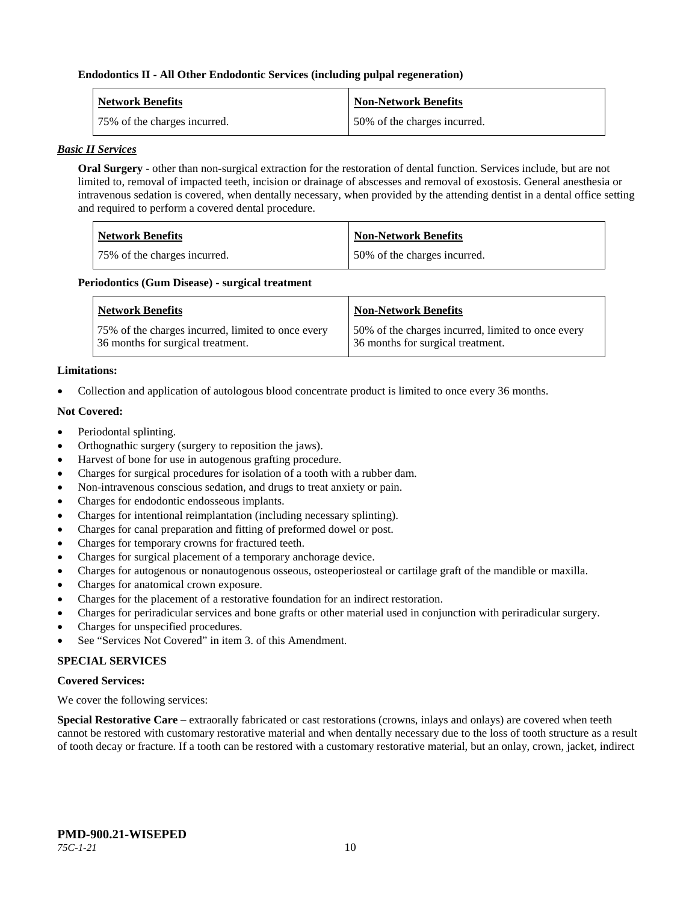**Endodontics II - All Other Endodontic Services (including pulpal regeneration)**

| Network Benefits | Non-Network Benefits |
|---|---|
| 75% of the charges incurred. | 50% of the charges incurred. |

***Basic II Services***

**Oral Surgery** - other than non-surgical extraction for the restoration of dental function. Services include, but are not limited to, removal of impacted teeth, incision or drainage of abscesses and removal of exostosis. General anesthesia or intravenous sedation is covered, when dentally necessary, when provided by the attending dentist in a dental office setting and required to perform a covered dental procedure.

| Network Benefits | Non-Network Benefits |
|---|---|
| 75% of the charges incurred. | 50% of the charges incurred. |

**Periodontics (Gum Disease) - surgical treatment**

| Network Benefits | Non-Network Benefits |
|---|---|
| 75% of the charges incurred, limited to once every 36 months for surgical treatment. | 50% of the charges incurred, limited to once every 36 months for surgical treatment. |

**Limitations:**

- Collection and application of autologous blood concentrate product is limited to once every 36 months.

**Not Covered:**

- Periodontal splinting.
- Orthognathic surgery (surgery to reposition the jaws).
- Harvest of bone for use in autogenous grafting procedure.
- Charges for surgical procedures for isolation of a tooth with a rubber dam.
- Non-intravenous conscious sedation, and drugs to treat anxiety or pain.
- Charges for endodontic endosseous implants.
- Charges for intentional reimplantation (including necessary splinting).
- Charges for canal preparation and fitting of preformed dowel or post.
- Charges for temporary crowns for fractured teeth.
- Charges for surgical placement of a temporary anchorage device.
- Charges for autogenous or nonautogenous osseous, osteoperiosteal or cartilage graft of the mandible or maxilla.
- Charges for anatomical crown exposure.
- Charges for the placement of a restorative foundation for an indirect restoration.
- Charges for periradicular services and bone grafts or other material used in conjunction with periradicular surgery.
- Charges for unspecified procedures.
- See "Services Not Covered" in item 3. of this Amendment.

**SPECIAL SERVICES**

**Covered Services:**

We cover the following services:

**Special Restorative Care** – extraorally fabricated or cast restorations (crowns, inlays and onlays) are covered when teeth cannot be restored with customary restorative material and when dentally necessary due to the loss of tooth structure as a result of tooth decay or fracture. If a tooth can be restored with a customary restorative material, but an onlay, crown, jacket, indirect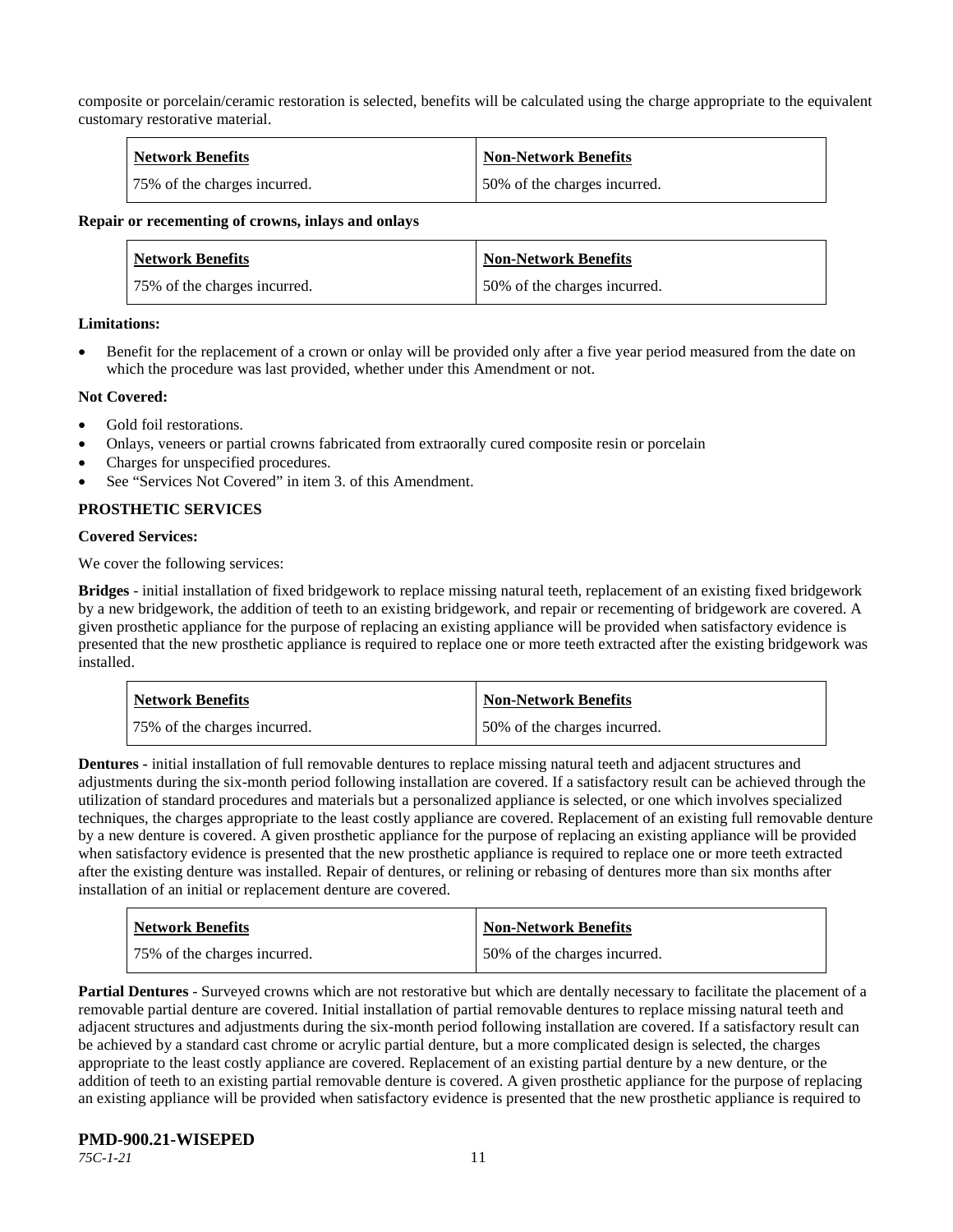composite or porcelain/ceramic restoration is selected, benefits will be calculated using the charge appropriate to the equivalent customary restorative material.

| Network Benefits | Non-Network Benefits |
|---|---|
| 75% of the charges incurred. | 50% of the charges incurred. |

**Repair or recementing of crowns, inlays and onlays**

| Network Benefits | Non-Network Benefits |
|---|---|
| 75% of the charges incurred. | 50% of the charges incurred. |

**Limitations:**

- Benefit for the replacement of a crown or onlay will be provided only after a five year period measured from the date on which the procedure was last provided, whether under this Amendment or not.

**Not Covered:**

- Gold foil restorations.
- Onlays, veneers or partial crowns fabricated from extraorally cured composite resin or porcelain
- Charges for unspecified procedures.
- See "Services Not Covered" in item 3. of this Amendment.

**PROSTHETIC SERVICES**

**Covered Services:**

We cover the following services:

**Bridges** - initial installation of fixed bridgework to replace missing natural teeth, replacement of an existing fixed bridgework by a new bridgework, the addition of teeth to an existing bridgework, and repair or recementing of bridgework are covered. A given prosthetic appliance for the purpose of replacing an existing appliance will be provided when satisfactory evidence is presented that the new prosthetic appliance is required to replace one or more teeth extracted after the existing bridgework was installed.

| Network Benefits | Non-Network Benefits |
|---|---|
| 75% of the charges incurred. | 50% of the charges incurred. |

**Dentures -** initial installation of full removable dentures to replace missing natural teeth and adjacent structures and adjustments during the six-month period following installation are covered. If a satisfactory result can be achieved through the utilization of standard procedures and materials but a personalized appliance is selected, or one which involves specialized techniques, the charges appropriate to the least costly appliance are covered. Replacement of an existing full removable denture by a new denture is covered. A given prosthetic appliance for the purpose of replacing an existing appliance will be provided when satisfactory evidence is presented that the new prosthetic appliance is required to replace one or more teeth extracted after the existing denture was installed. Repair of dentures, or relining or rebasing of dentures more than six months after installation of an initial or replacement denture are covered.

| Network Benefits | Non-Network Benefits |
|---|---|
| 75% of the charges incurred. | 50% of the charges incurred. |

**Partial Dentures** - Surveyed crowns which are not restorative but which are dentally necessary to facilitate the placement of a removable partial denture are covered. Initial installation of partial removable dentures to replace missing natural teeth and adjacent structures and adjustments during the six-month period following installation are covered. If a satisfactory result can be achieved by a standard cast chrome or acrylic partial denture, but a more complicated design is selected, the charges appropriate to the least costly appliance are covered. Replacement of an existing partial denture by a new denture, or the addition of teeth to an existing partial removable denture is covered. A given prosthetic appliance for the purpose of replacing an existing appliance will be provided when satisfactory evidence is presented that the new prosthetic appliance is required to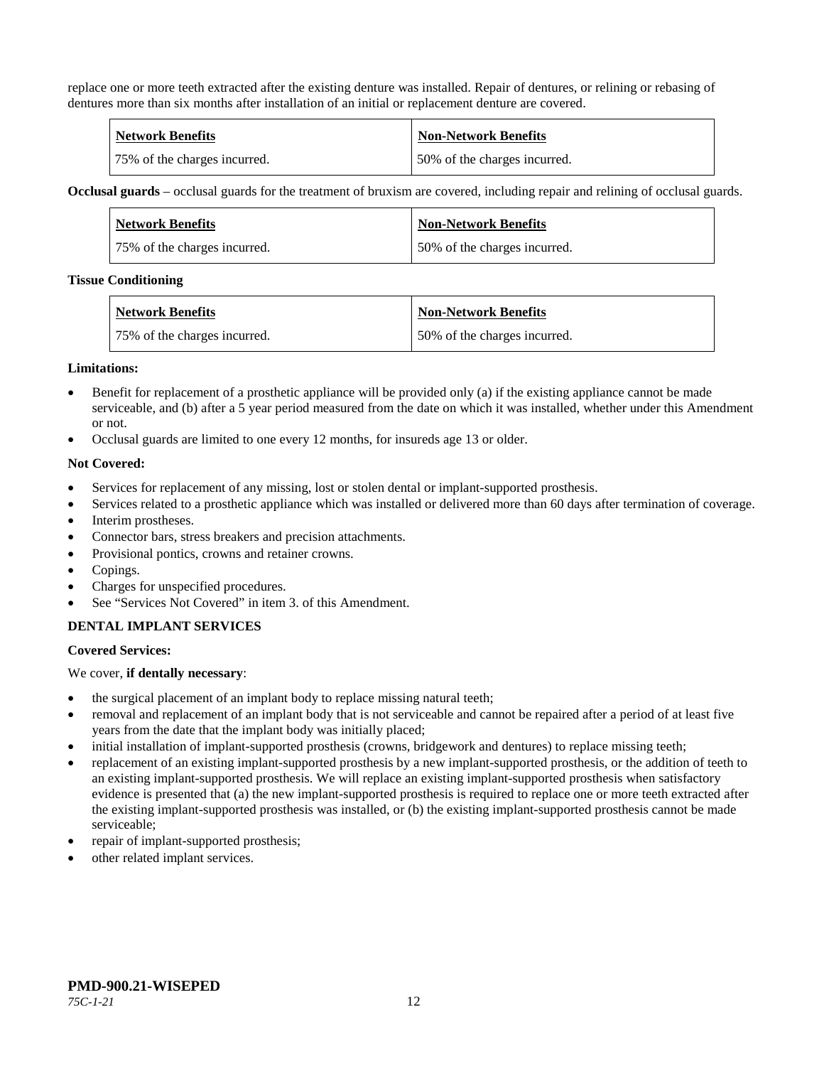replace one or more teeth extracted after the existing denture was installed. Repair of dentures, or relining or rebasing of dentures more than six months after installation of an initial or replacement denture are covered.

| Network Benefits | Non-Network Benefits |
|---|---|
| 75% of the charges incurred. | 50% of the charges incurred. |

**Occlusal guards** – occlusal guards for the treatment of bruxism are covered, including repair and relining of occlusal guards.

| Network Benefits | Non-Network Benefits |
|---|---|
| 75% of the charges incurred. | 50% of the charges incurred. |

**Tissue Conditioning**

| Network Benefits | Non-Network Benefits |
|---|---|
| 75% of the charges incurred. | 50% of the charges incurred. |

**Limitations:**

- Benefit for replacement of a prosthetic appliance will be provided only (a) if the existing appliance cannot be made serviceable, and (b) after a 5 year period measured from the date on which it was installed, whether under this Amendment or not.
- Occlusal guards are limited to one every 12 months, for insureds age 13 or older.

**Not Covered:**

- Services for replacement of any missing, lost or stolen dental or implant-supported prosthesis.
- Services related to a prosthetic appliance which was installed or delivered more than 60 days after termination of coverage.
- Interim prostheses.
- Connector bars, stress breakers and precision attachments.
- Provisional pontics, crowns and retainer crowns.
- Copings.
- Charges for unspecified procedures.
- See "Services Not Covered" in item 3. of this Amendment.

**DENTAL IMPLANT SERVICES**

**Covered Services:**

We cover, **if dentally necessary**:

- the surgical placement of an implant body to replace missing natural teeth;
- removal and replacement of an implant body that is not serviceable and cannot be repaired after a period of at least five years from the date that the implant body was initially placed;
- initial installation of implant-supported prosthesis (crowns, bridgework and dentures) to replace missing teeth;
- replacement of an existing implant-supported prosthesis by a new implant-supported prosthesis, or the addition of teeth to an existing implant-supported prosthesis. We will replace an existing implant-supported prosthesis when satisfactory evidence is presented that (a) the new implant-supported prosthesis is required to replace one or more teeth extracted after the existing implant-supported prosthesis was installed, or (b) the existing implant-supported prosthesis cannot be made serviceable;
- repair of implant-supported prosthesis;
- other related implant services.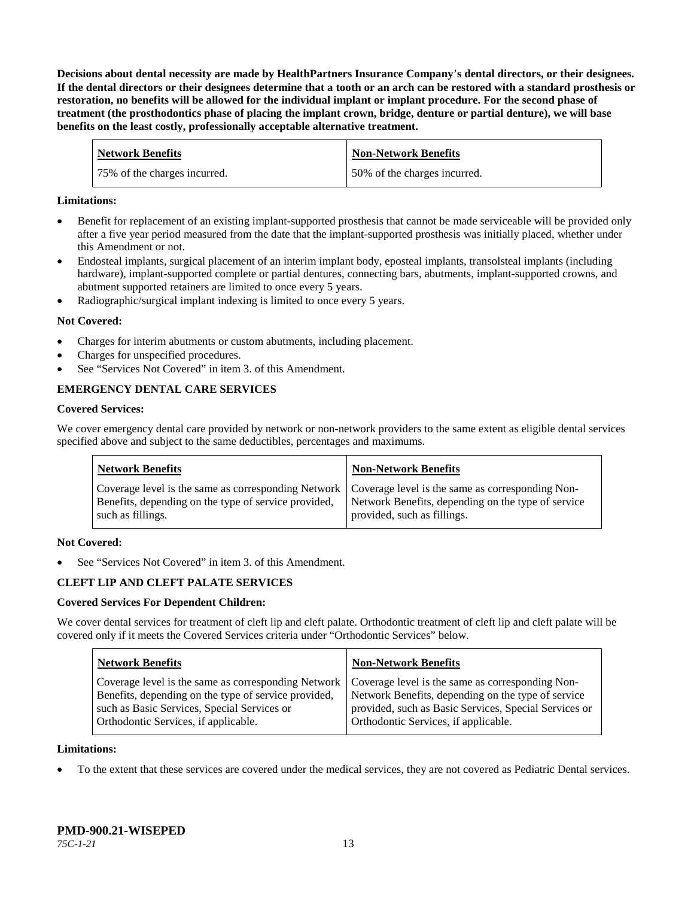**Decisions about dental necessity are made by HealthPartners Insurance Company's dental directors, or their designees. If the dental directors or their designees determine that a tooth or an arch can be restored with a standard prosthesis or restoration, no benefits will be allowed for the individual implant or implant procedure. For the second phase of treatment (the prosthodontics phase of placing the implant crown, bridge, denture or partial denture), we will base benefits on the least costly, professionally acceptable alternative treatment.**

| Network Benefits | Non-Network Benefits |
|---|---|
| 75% of the charges incurred. | 50% of the charges incurred. |

**Limitations:**

- Benefit for replacement of an existing implant-supported prosthesis that cannot be made serviceable will be provided only after a five year period measured from the date that the implant-supported prosthesis was initially placed, whether under this Amendment or not.
- Endosteal implants, surgical placement of an interim implant body, eposteal implants, transolsteal implants (including hardware), implant-supported complete or partial dentures, connecting bars, abutments, implant-supported crowns, and abutment supported retainers are limited to once every 5 years.
- Radiographic/surgical implant indexing is limited to once every 5 years.

**Not Covered:**

- Charges for interim abutments or custom abutments, including placement.
- Charges for unspecified procedures.
- See "Services Not Covered" in item 3. of this Amendment.

**EMERGENCY DENTAL CARE SERVICES**

**Covered Services:**

We cover emergency dental care provided by network or non-network providers to the same extent as eligible dental services specified above and subject to the same deductibles, percentages and maximums.

| Network Benefits | Non-Network Benefits |
|---|---|
| Coverage level is the same as corresponding Network Benefits, depending on the type of service provided, such as fillings. | Coverage level is the same as corresponding Non-Network Benefits, depending on the type of service provided, such as fillings. |

**Not Covered:**

- See "Services Not Covered" in item 3. of this Amendment.

**CLEFT LIP AND CLEFT PALATE SERVICES**

**Covered Services For Dependent Children:**

We cover dental services for treatment of cleft lip and cleft palate. Orthodontic treatment of cleft lip and cleft palate will be covered only if it meets the Covered Services criteria under "Orthodontic Services" below.

| Network Benefits | Non-Network Benefits |
|---|---|
| Coverage level is the same as corresponding Network Benefits, depending on the type of service provided, such as Basic Services, Special Services or Orthodontic Services, if applicable. | Coverage level is the same as corresponding Non-Network Benefits, depending on the type of service provided, such as Basic Services, Special Services or Orthodontic Services, if applicable. |

**Limitations:**

- To the extent that these services are covered under the medical services, they are not covered as Pediatric Dental services.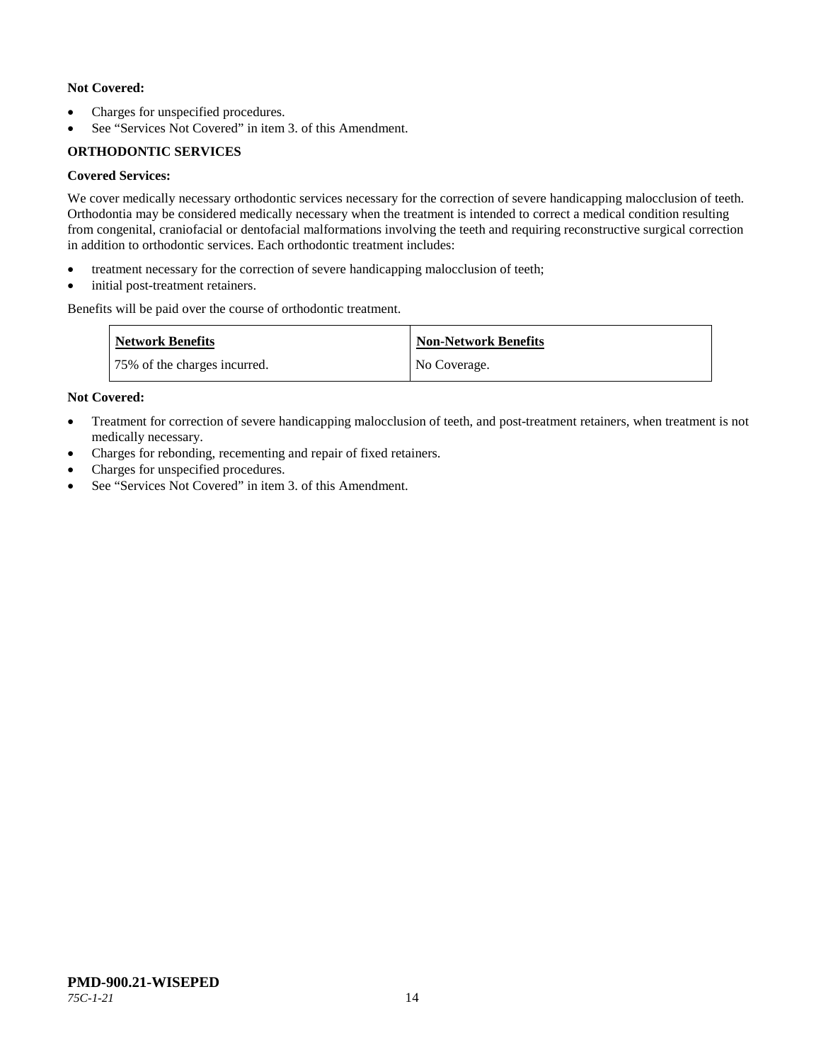**Not Covered:**

- Charges for unspecified procedures.
- See "Services Not Covered" in item 3. of this Amendment.

**ORTHODONTIC SERVICES**

**Covered Services:**

We cover medically necessary orthodontic services necessary for the correction of severe handicapping malocclusion of teeth. Orthodontia may be considered medically necessary when the treatment is intended to correct a medical condition resulting from congenital, craniofacial or dentofacial malformations involving the teeth and requiring reconstructive surgical correction in addition to orthodontic services. Each orthodontic treatment includes:

- treatment necessary for the correction of severe handicapping malocclusion of teeth;
- initial post-treatment retainers.

Benefits will be paid over the course of orthodontic treatment.

| **Network Benefits** | **Non-Network Benefits** |
|---|---|
| 75% of the charges incurred. | No Coverage. |

**Not Covered:**

- Treatment for correction of severe handicapping malocclusion of teeth, and post-treatment retainers, when treatment is not medically necessary.
- Charges for rebonding, recementing and repair of fixed retainers.
- Charges for unspecified procedures.
- See "Services Not Covered" in item 3. of this Amendment.